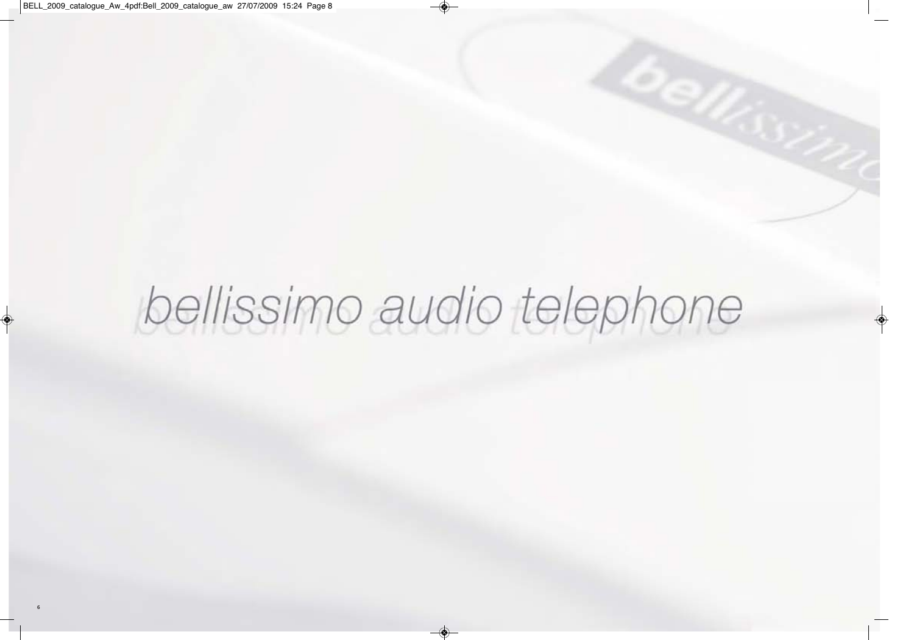# *bellissimo audio telephone*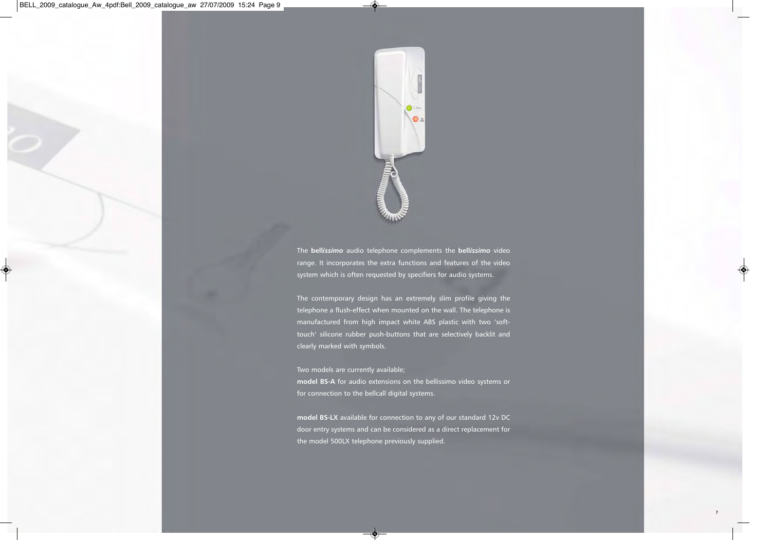The **bell*issimo*** audio telephone complements the **bell*issimo*** video range. It incorporates the extra functions and features of the video system which is often requested by specifiers for audio systems.

The contemporary design has an extremely slim profile giving the telephone a flush-effect when mounted on the wall. The telephone is manufactured from high impact white ABS plastic with two 'soft-touch' silicone rubber push-buttons that are selectively backlit and clearly marked with symbols.

Two models are currently available;

**model BS-A** for audio extensions on the bellissimo video systems or for connection to the bellcall digital systems.

**model BS-LX** available for connection to any of our standard 12v DC door entry systems and can be considered as a direct replacement for the model 500LX telephone previously supplied.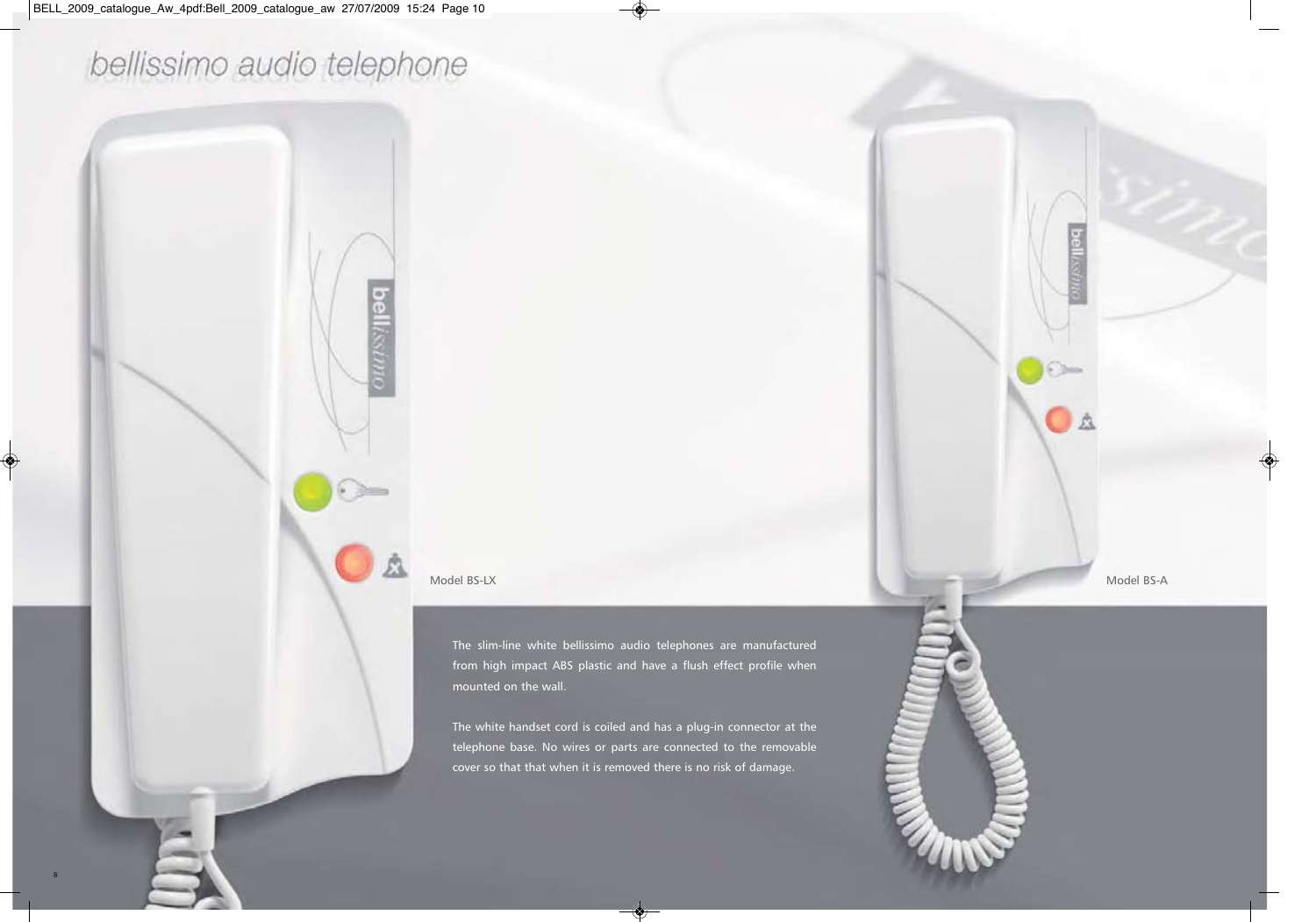# bellissimo audio telephone

Model BS-LX

Model BS-A

The slim-line white bellissimo audio telephones are manufactured from high impact ABS plastic and have a flush effect profile when mounted on the wall.

The white handset cord is coiled and has a plug-in connector at the telephone base. No wires or parts are connected to the removable cover so that that when it is removed there is no risk of damage.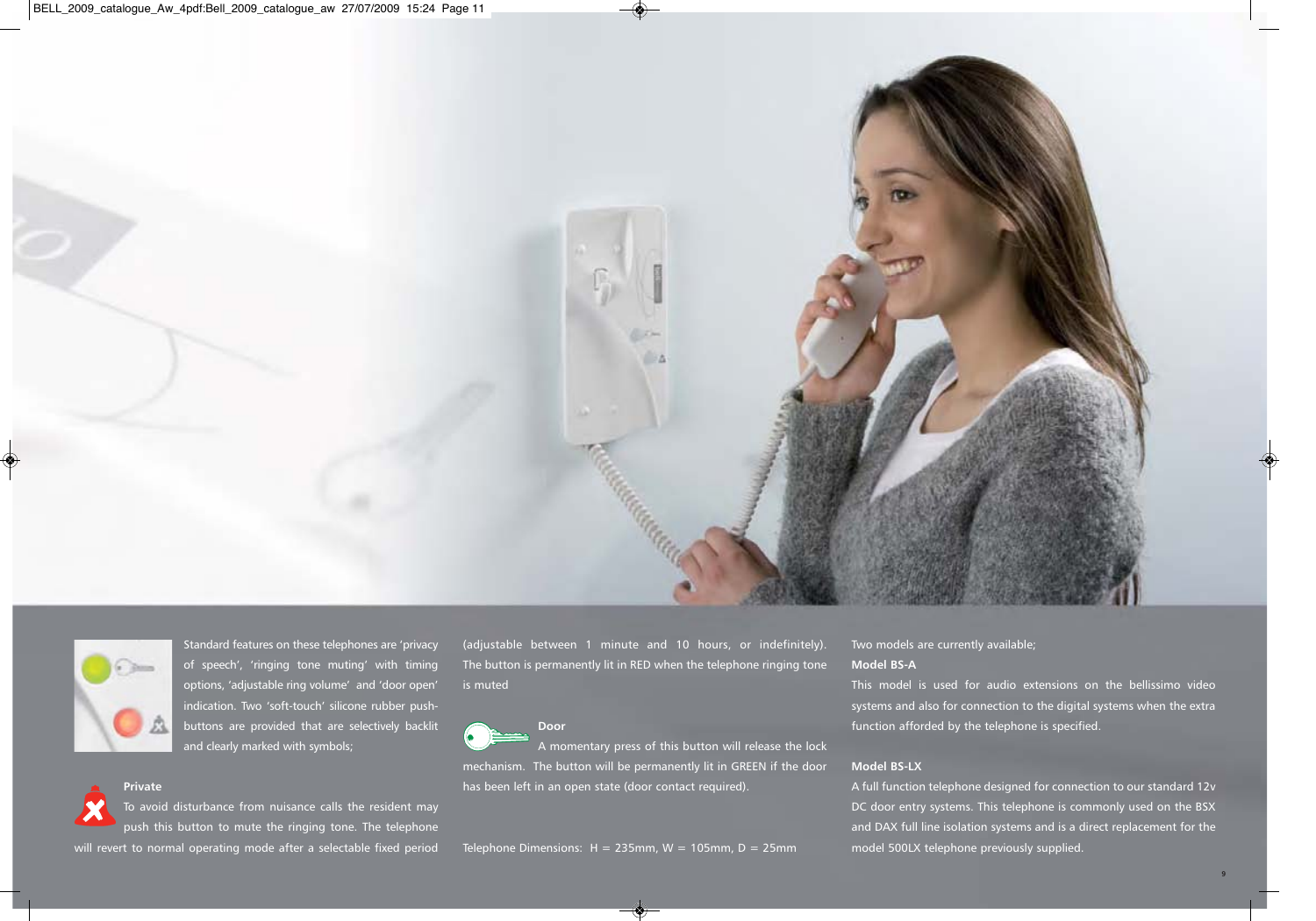Standard features on these telephones are 'privacy of speech', 'ringing tone muting' with timing options, 'adjustable ring volume' and 'door open' indication. Two 'soft-touch' silicone rubber push-buttons are provided that are selectively backlit and clearly marked with symbols;

**Private**

To avoid disturbance from nuisance calls the resident may push this button to mute the ringing tone. The telephone will revert to normal operating mode after a selectable fixed period (adjustable between 1 minute and 10 hours, or indefinitely). The button is permanently lit in RED when the telephone ringing tone is muted

**Door**

A momentary press of this button will release the lock mechanism. The button will be permanently lit in GREEN if the door has been left in an open state (door contact required).

Telephone Dimensions: H = 235mm, W = 105mm, D = 25mm

Two models are currently available;

**Model BS-A**

This model is used for audio extensions on the bellissimo video systems and also for connection to the digital systems when the extra function afforded by the telephone is specified.

**Model BS-LX**

A full function telephone designed for connection to our standard 12v DC door entry systems. This telephone is commonly used on the BSX and DAX full line isolation systems and is a direct replacement for the model 500LX telephone previously supplied.